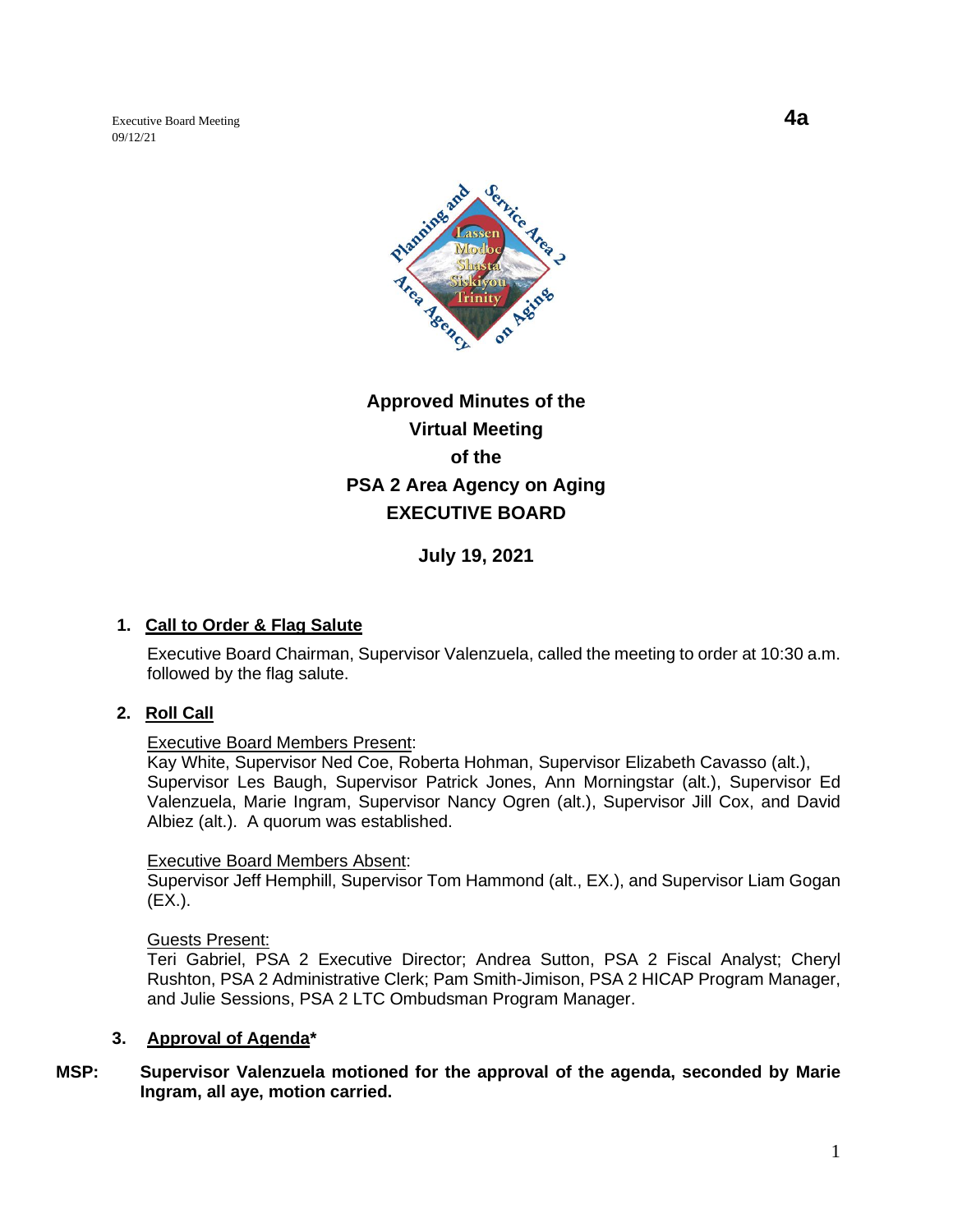Executive Board Meeting
09/12/21

**4a**

# Approved Minutes of the Virtual Meeting of the PSA 2 Area Agency on Aging EXECUTIVE BOARD

**July 19, 2021**

1. **Call to Order & Flag Salute**

   Executive Board Chairman, Supervisor Valenzuela, called the meeting to order at 10:30 a.m. followed by the flag salute.

2. **Roll Call**

   Executive Board Members Present:
   Kay White, Supervisor Ned Coe, Roberta Hohman, Supervisor Elizabeth Cavasso (alt.), Supervisor Les Baugh, Supervisor Patrick Jones, Ann Morningstar (alt.), Supervisor Ed Valenzuela, Marie Ingram, Supervisor Nancy Ogren (alt.), Supervisor Jill Cox, and David Albiez (alt.). A quorum was established.

   Executive Board Members Absent:
   Supervisor Jeff Hemphill, Supervisor Tom Hammond (alt., EX.), and Supervisor Liam Gogan (EX.).

   Guests Present:
   Teri Gabriel, PSA 2 Executive Director; Andrea Sutton, PSA 2 Fiscal Analyst; Cheryl Rushton, PSA 2 Administrative Clerk; Pam Smith-Jimison, PSA 2 HICAP Program Manager, and Julie Sessions, PSA 2 LTC Ombudsman Program Manager.

3. **Approval of Agenda***

**MSP: Supervisor Valenzuela motioned for the approval of the agenda, seconded by Marie Ingram, all aye, motion carried.**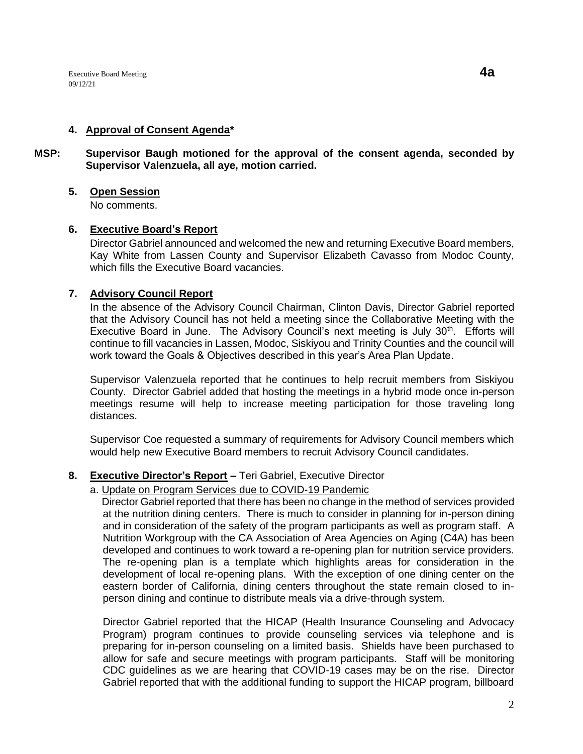## 4. Approval of Consent Agenda*

**MSP: Supervisor Baugh motioned for the approval of the consent agenda, seconded by Supervisor Valenzuela, all aye, motion carried.**

## 5. Open Session

No comments.

## 6. Executive Board's Report

Director Gabriel announced and welcomed the new and returning Executive Board members, Kay White from Lassen County and Supervisor Elizabeth Cavasso from Modoc County, which fills the Executive Board vacancies.

## 7. Advisory Council Report

In the absence of the Advisory Council Chairman, Clinton Davis, Director Gabriel reported that the Advisory Council has not held a meeting since the Collaborative Meeting with the Executive Board in June. The Advisory Council's next meeting is July 30th. Efforts will continue to fill vacancies in Lassen, Modoc, Siskiyou and Trinity Counties and the council will work toward the Goals & Objectives described in this year's Area Plan Update.

Supervisor Valenzuela reported that he continues to help recruit members from Siskiyou County. Director Gabriel added that hosting the meetings in a hybrid mode once in-person meetings resume will help to increase meeting participation for those traveling long distances.

Supervisor Coe requested a summary of requirements for Advisory Council members which would help new Executive Board members to recruit Advisory Council candidates.

## 8. Executive Director's Report – Teri Gabriel, Executive Director

a. Update on Program Services due to COVID-19 Pandemic

Director Gabriel reported that there has been no change in the method of services provided at the nutrition dining centers. There is much to consider in planning for in-person dining and in consideration of the safety of the program participants as well as program staff. A Nutrition Workgroup with the CA Association of Area Agencies on Aging (C4A) has been developed and continues to work toward a re-opening plan for nutrition service providers. The re-opening plan is a template which highlights areas for consideration in the development of local re-opening plans. With the exception of one dining center on the eastern border of California, dining centers throughout the state remain closed to in-person dining and continue to distribute meals via a drive-through system.

Director Gabriel reported that the HICAP (Health Insurance Counseling and Advocacy Program) program continues to provide counseling services via telephone and is preparing for in-person counseling on a limited basis. Shields have been purchased to allow for safe and secure meetings with program participants. Staff will be monitoring CDC guidelines as we are hearing that COVID-19 cases may be on the rise. Director Gabriel reported that with the additional funding to support the HICAP program, billboard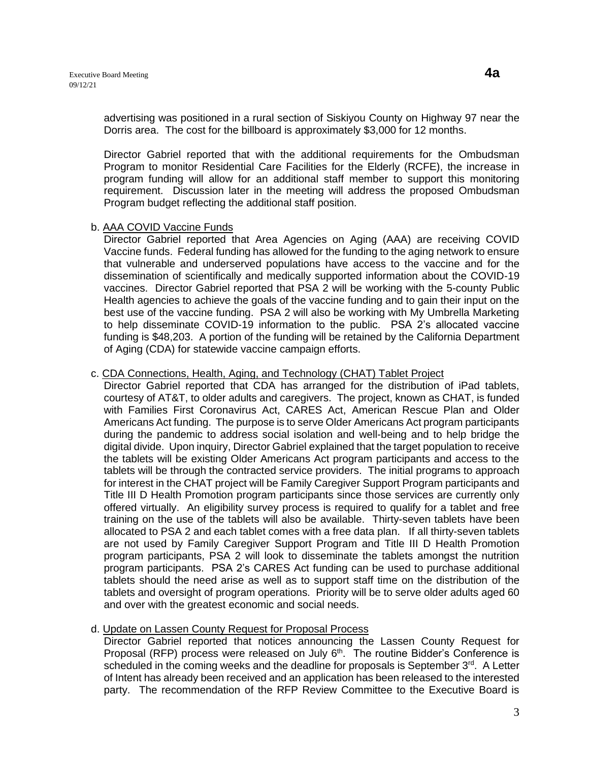advertising was positioned in a rural section of Siskiyou County on Highway 97 near the Dorris area. The cost for the billboard is approximately $3,000 for 12 months.

Director Gabriel reported that with the additional requirements for the Ombudsman Program to monitor Residential Care Facilities for the Elderly (RCFE), the increase in program funding will allow for an additional staff member to support this monitoring requirement. Discussion later in the meeting will address the proposed Ombudsman Program budget reflecting the additional staff position.

b. AAA COVID Vaccine Funds

Director Gabriel reported that Area Agencies on Aging (AAA) are receiving COVID Vaccine funds. Federal funding has allowed for the funding to the aging network to ensure that vulnerable and underserved populations have access to the vaccine and for the dissemination of scientifically and medically supported information about the COVID-19 vaccines. Director Gabriel reported that PSA 2 will be working with the 5-county Public Health agencies to achieve the goals of the vaccine funding and to gain their input on the best use of the vaccine funding. PSA 2 will also be working with My Umbrella Marketing to help disseminate COVID-19 information to the public. PSA 2's allocated vaccine funding is $48,203. A portion of the funding will be retained by the California Department of Aging (CDA) for statewide vaccine campaign efforts.

c. CDA Connections, Health, Aging, and Technology (CHAT) Tablet Project

Director Gabriel reported that CDA has arranged for the distribution of iPad tablets, courtesy of AT&T, to older adults and caregivers. The project, known as CHAT, is funded with Families First Coronavirus Act, CARES Act, American Rescue Plan and Older Americans Act funding. The purpose is to serve Older Americans Act program participants during the pandemic to address social isolation and well-being and to help bridge the digital divide. Upon inquiry, Director Gabriel explained that the target population to receive the tablets will be existing Older Americans Act program participants and access to the tablets will be through the contracted service providers. The initial programs to approach for interest in the CHAT project will be Family Caregiver Support Program participants and Title III D Health Promotion program participants since those services are currently only offered virtually. An eligibility survey process is required to qualify for a tablet and free training on the use of the tablets will also be available. Thirty-seven tablets have been allocated to PSA 2 and each tablet comes with a free data plan. If all thirty-seven tablets are not used by Family Caregiver Support Program and Title III D Health Promotion program participants, PSA 2 will look to disseminate the tablets amongst the nutrition program participants. PSA 2's CARES Act funding can be used to purchase additional tablets should the need arise as well as to support staff time on the distribution of the tablets and oversight of program operations. Priority will be to serve older adults aged 60 and over with the greatest economic and social needs.

d. Update on Lassen County Request for Proposal Process

Director Gabriel reported that notices announcing the Lassen County Request for Proposal (RFP) process were released on July 6th. The routine Bidder's Conference is scheduled in the coming weeks and the deadline for proposals is September 3rd. A Letter of Intent has already been received and an application has been released to the interested party. The recommendation of the RFP Review Committee to the Executive Board is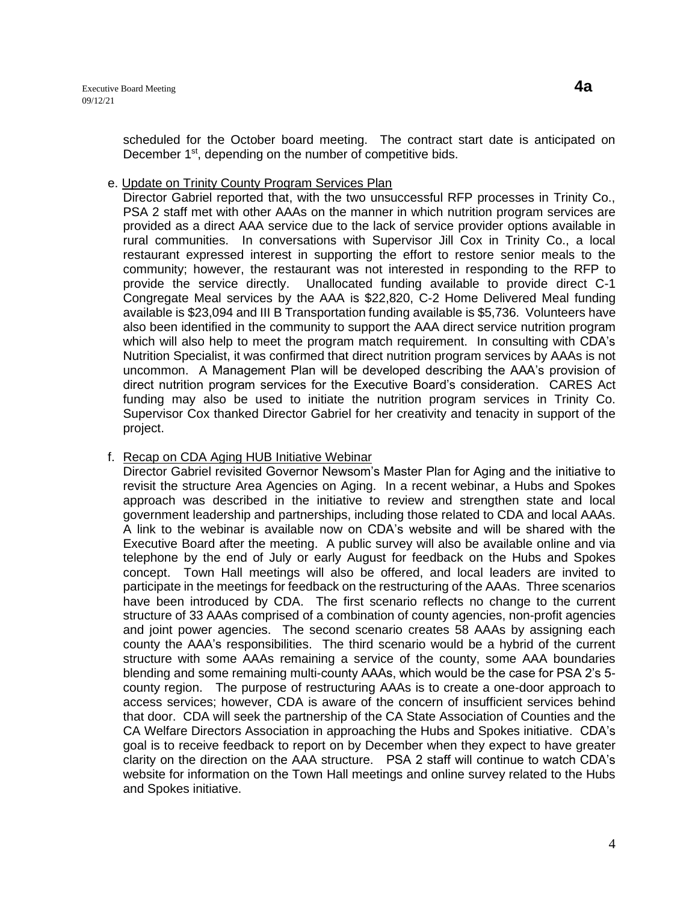scheduled for the October board meeting. The contract start date is anticipated on December 1st, depending on the number of competitive bids.

e. <u>Update on Trinity County Program Services Plan</u>

Director Gabriel reported that, with the two unsuccessful RFP processes in Trinity Co., PSA 2 staff met with other AAAs on the manner in which nutrition program services are provided as a direct AAA service due to the lack of service provider options available in rural communities. In conversations with Supervisor Jill Cox in Trinity Co., a local restaurant expressed interest in supporting the effort to restore senior meals to the community; however, the restaurant was not interested in responding to the RFP to provide the service directly. Unallocated funding available to provide direct C-1 Congregate Meal services by the AAA is $22,820, C-2 Home Delivered Meal funding available is $23,094 and III B Transportation funding available is $5,736. Volunteers have also been identified in the community to support the AAA direct service nutrition program which will also help to meet the program match requirement. In consulting with CDA's Nutrition Specialist, it was confirmed that direct nutrition program services by AAAs is not uncommon. A Management Plan will be developed describing the AAA's provision of direct nutrition program services for the Executive Board's consideration. CARES Act funding may also be used to initiate the nutrition program services in Trinity Co. Supervisor Cox thanked Director Gabriel for her creativity and tenacity in support of the project.

f. <u>Recap on CDA Aging HUB Initiative Webinar</u>

Director Gabriel revisited Governor Newsom's Master Plan for Aging and the initiative to revisit the structure Area Agencies on Aging. In a recent webinar, a Hubs and Spokes approach was described in the initiative to review and strengthen state and local government leadership and partnerships, including those related to CDA and local AAAs. A link to the webinar is available now on CDA's website and will be shared with the Executive Board after the meeting. A public survey will also be available online and via telephone by the end of July or early August for feedback on the Hubs and Spokes concept. Town Hall meetings will also be offered, and local leaders are invited to participate in the meetings for feedback on the restructuring of the AAAs. Three scenarios have been introduced by CDA. The first scenario reflects no change to the current structure of 33 AAAs comprised of a combination of county agencies, non-profit agencies and joint power agencies. The second scenario creates 58 AAAs by assigning each county the AAA's responsibilities. The third scenario would be a hybrid of the current structure with some AAAs remaining a service of the county, some AAA boundaries blending and some remaining multi-county AAAs, which would be the case for PSA 2's 5-county region. The purpose of restructuring AAAs is to create a one-door approach to access services; however, CDA is aware of the concern of insufficient services behind that door. CDA will seek the partnership of the CA State Association of Counties and the CA Welfare Directors Association in approaching the Hubs and Spokes initiative. CDA's goal is to receive feedback to report on by December when they expect to have greater clarity on the direction on the AAA structure. PSA 2 staff will continue to watch CDA's website for information on the Town Hall meetings and online survey related to the Hubs and Spokes initiative.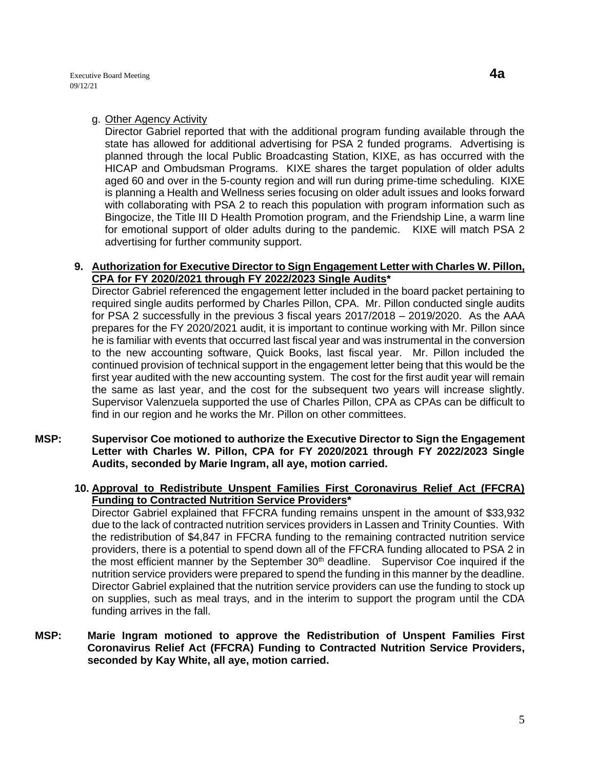g. Other Agency Activity

Director Gabriel reported that with the additional program funding available through the state has allowed for additional advertising for PSA 2 funded programs. Advertising is planned through the local Public Broadcasting Station, KIXE, as has occurred with the HICAP and Ombudsman Programs. KIXE shares the target population of older adults aged 60 and over in the 5-county region and will run during prime-time scheduling. KIXE is planning a Health and Wellness series focusing on older adult issues and looks forward with collaborating with PSA 2 to reach this population with program information such as Bingocize, the Title III D Health Promotion program, and the Friendship Line, a warm line for emotional support of older adults during to the pandemic. KIXE will match PSA 2 advertising for further community support.

**9. Authorization for Executive Director to Sign Engagement Letter with Charles W. Pillon, CPA for FY 2020/2021 through FY 2022/2023 Single Audits***

Director Gabriel referenced the engagement letter included in the board packet pertaining to required single audits performed by Charles Pillon, CPA. Mr. Pillon conducted single audits for PSA 2 successfully in the previous 3 fiscal years 2017/2018 – 2019/2020. As the AAA prepares for the FY 2020/2021 audit, it is important to continue working with Mr. Pillon since he is familiar with events that occurred last fiscal year and was instrumental in the conversion to the new accounting software, Quick Books, last fiscal year. Mr. Pillon included the continued provision of technical support in the engagement letter being that this would be the first year audited with the new accounting system. The cost for the first audit year will remain the same as last year, and the cost for the subsequent two years will increase slightly. Supervisor Valenzuela supported the use of Charles Pillon, CPA as CPAs can be difficult to find in our region and he works the Mr. Pillon on other committees.

**MSP: Supervisor Coe motioned to authorize the Executive Director to Sign the Engagement Letter with Charles W. Pillon, CPA for FY 2020/2021 through FY 2022/2023 Single Audits, seconded by Marie Ingram, all aye, motion carried.**

**10. Approval to Redistribute Unspent Families First Coronavirus Relief Act (FFCRA) Funding to Contracted Nutrition Service Providers***

Director Gabriel explained that FFCRA funding remains unspent in the amount of $33,932 due to the lack of contracted nutrition services providers in Lassen and Trinity Counties. With the redistribution of $4,847 in FFCRA funding to the remaining contracted nutrition service providers, there is a potential to spend down all of the FFCRA funding allocated to PSA 2 in the most efficient manner by the September 30th deadline. Supervisor Coe inquired if the nutrition service providers were prepared to spend the funding in this manner by the deadline. Director Gabriel explained that the nutrition service providers can use the funding to stock up on supplies, such as meal trays, and in the interim to support the program until the CDA funding arrives in the fall.

**MSP: Marie Ingram motioned to approve the Redistribution of Unspent Families First Coronavirus Relief Act (FFCRA) Funding to Contracted Nutrition Service Providers, seconded by Kay White, all aye, motion carried.**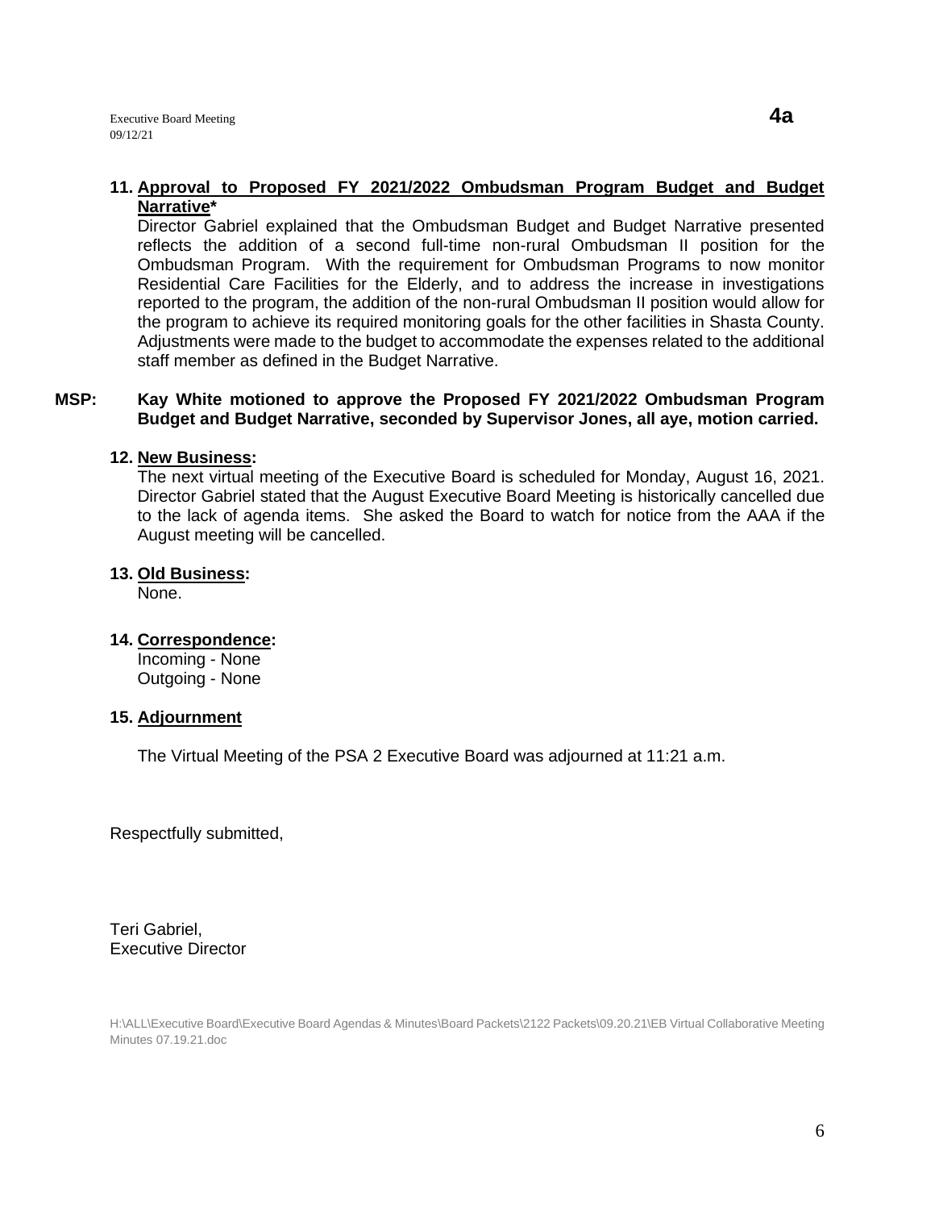**11. Approval to Proposed FY 2021/2022 Ombudsman Program Budget and Budget Narrative***

Director Gabriel explained that the Ombudsman Budget and Budget Narrative presented reflects the addition of a second full-time non-rural Ombudsman II position for the Ombudsman Program. With the requirement for Ombudsman Programs to now monitor Residential Care Facilities for the Elderly, and to address the increase in investigations reported to the program, the addition of the non-rural Ombudsman II position would allow for the program to achieve its required monitoring goals for the other facilities in Shasta County. Adjustments were made to the budget to accommodate the expenses related to the additional staff member as defined in the Budget Narrative.

**MSP: Kay White motioned to approve the Proposed FY 2021/2022 Ombudsman Program Budget and Budget Narrative, seconded by Supervisor Jones, all aye, motion carried.**

**12. New Business:**

The next virtual meeting of the Executive Board is scheduled for Monday, August 16, 2021. Director Gabriel stated that the August Executive Board Meeting is historically cancelled due to the lack of agenda items. She asked the Board to watch for notice from the AAA if the August meeting will be cancelled.

**13. Old Business:**

None.

**14. Correspondence:**

Incoming - None
Outgoing - None

**15. Adjournment**

The Virtual Meeting of the PSA 2 Executive Board was adjourned at 11:21 a.m.

Respectfully submitted,

Teri Gabriel,
Executive Director

H:\ALL\Executive Board\Executive Board Agendas & Minutes\Board Packets\2122 Packets\09.20.21\EB Virtual Collaborative Meeting Minutes 07.19.21.doc